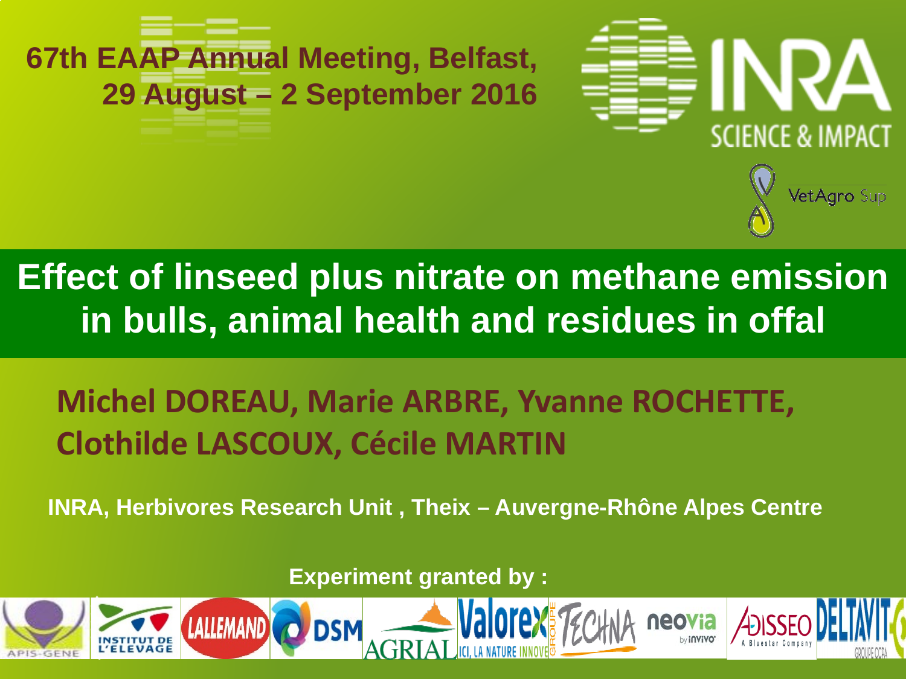67th EAAP Annual Meeting, Belfast, 29 August – 2 September 2016

INRA SCIENCE & IMPACT

VetAgro Sup

# Effect of linseed plus nitrate on methane emission in bulls, animal health and residues in offal

**Michel DOREAU, Marie ARBRE, Yvanne ROCHETTE, Clothilde LASCOUX, Cécile MARTIN**

**INRA, Herbivores Research Unit , Theix – Auvergne-Rhône Alpes Centre**

**Experiment granted by :**

APIS-GENE, INSTITUT DE L'ELEVAGE, LALLEMAND, DSM, AGRIAL, Valorex, TECHNA, neovia by inVivo, ADISSEO A Bluestar Company, DELTAVIT GROUPE CCPA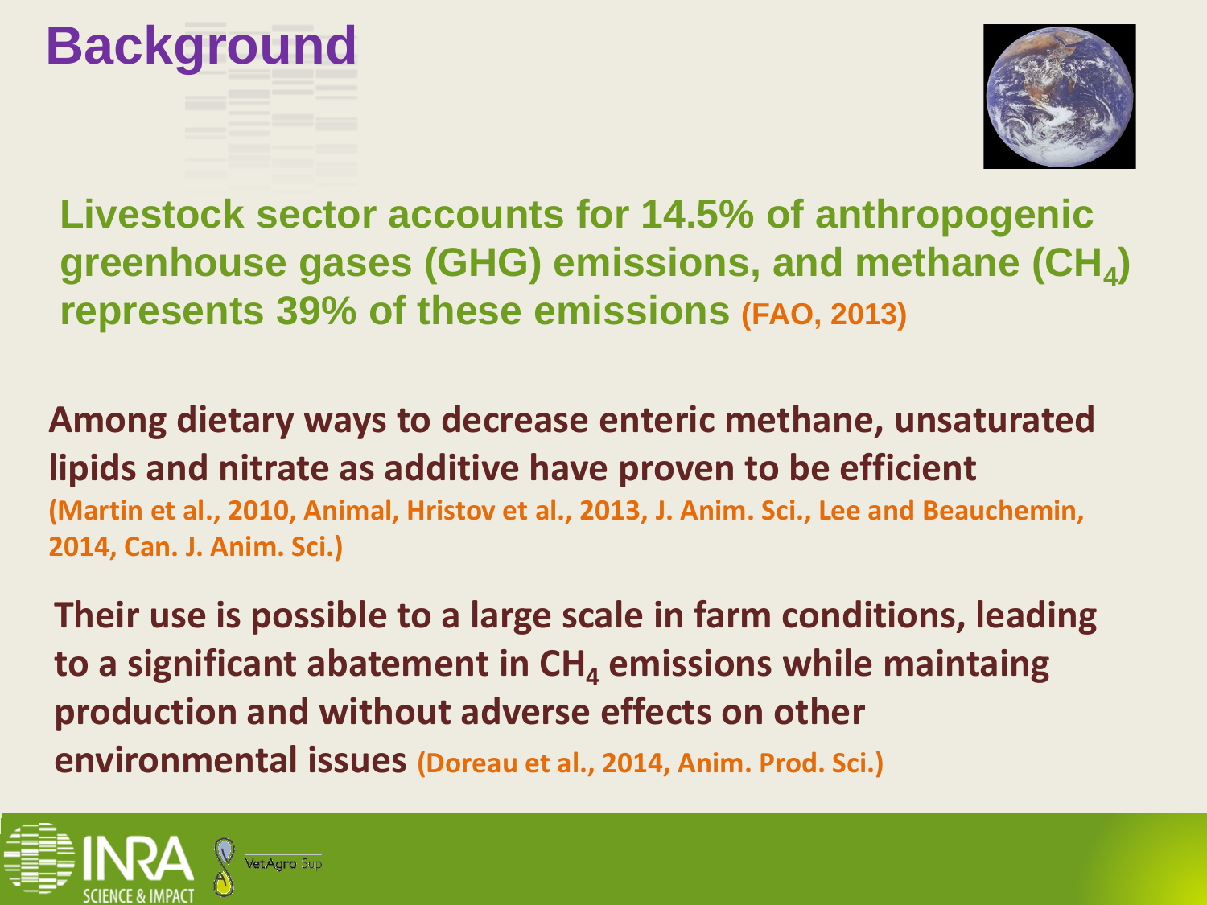# Background

**Livestock sector accounts for 14.5% of anthropogenic greenhouse gases (GHG) emissions, and methane ($CH_4$) represents 39% of these emissions (FAO, 2013)**

**Among dietary ways to decrease enteric methane, unsaturated lipids and nitrate as additive have proven to be efficient**
**(Martin et al., 2010, Animal, Hristov et al., 2013, J. Anim. Sci., Lee and Beauchemin, 2014, Can. J. Anim. Sci.)**

**Their use is possible to a large scale in farm conditions, leading to a significant abatement in $CH_4$ emissions while maintaing production and without adverse effects on other environmental issues (Doreau et al., 2014, Anim. Prod. Sci.)**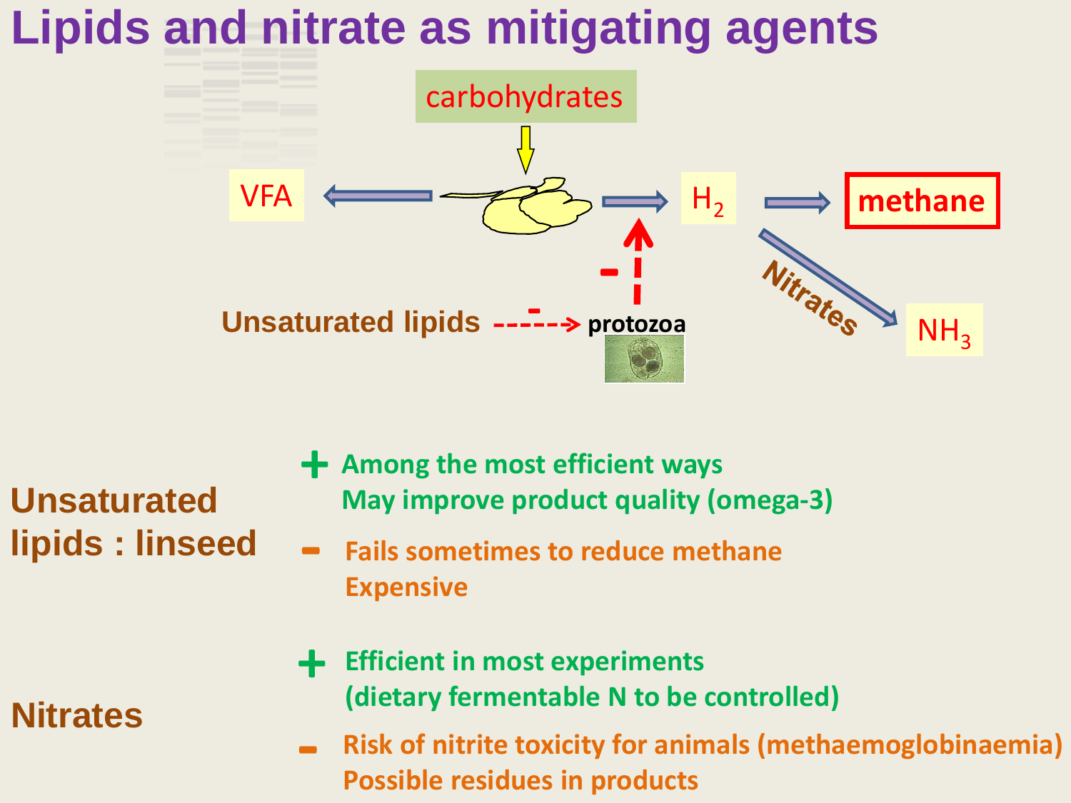# Lipids and nitrate as mitigating agents

carbohydrates → VFA, $H_2$ → methane

$H_2$ → (Nitrates) → $NH_3$

Unsaturated lipids --(-)--> protozoa --(-)--> $H_2$

**Unsaturated lipids : linseed**

\+ Among the most efficient ways
May improve product quality (omega-3)

\- Fails sometimes to reduce methane
Expensive

**Nitrates**

\+ Efficient in most experiments
(dietary fermentable N to be controlled)

\- Risk of nitrite toxicity for animals (methaemoglobinaemia)
Possible residues in products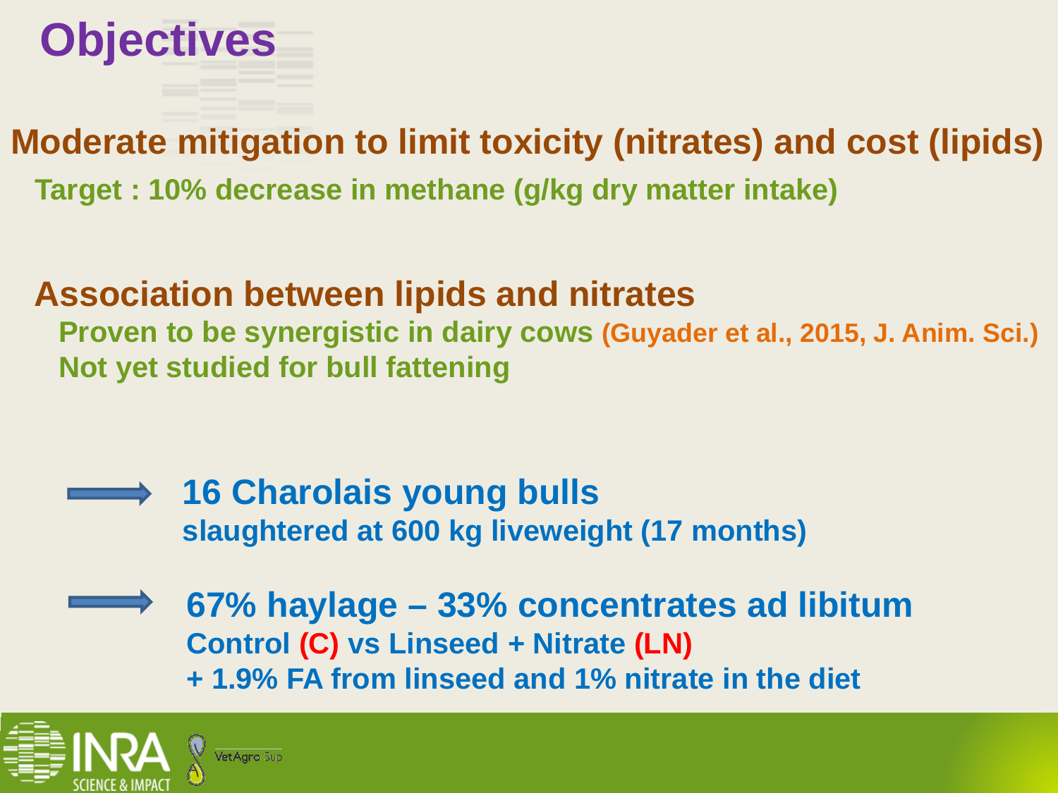# Objectives

## Moderate mitigation to limit toxicity (nitrates) and cost (lipids)

**Target : 10% decrease in methane (g/kg dry matter intake)**

## Association between lipids and nitrates

**Proven to be synergistic in dairy cows (Guyader et al., 2015, J. Anim. Sci.)**
**Not yet studied for bull fattening**

- **16 Charolais young bulls**
  **slaughtered at 600 kg liveweight (17 months)**

- **67% haylage – 33% concentrates ad libitum**
  **Control (C) vs Linseed + Nitrate (LN)**
  **+ 1.9% FA from linseed and 1% nitrate in the diet**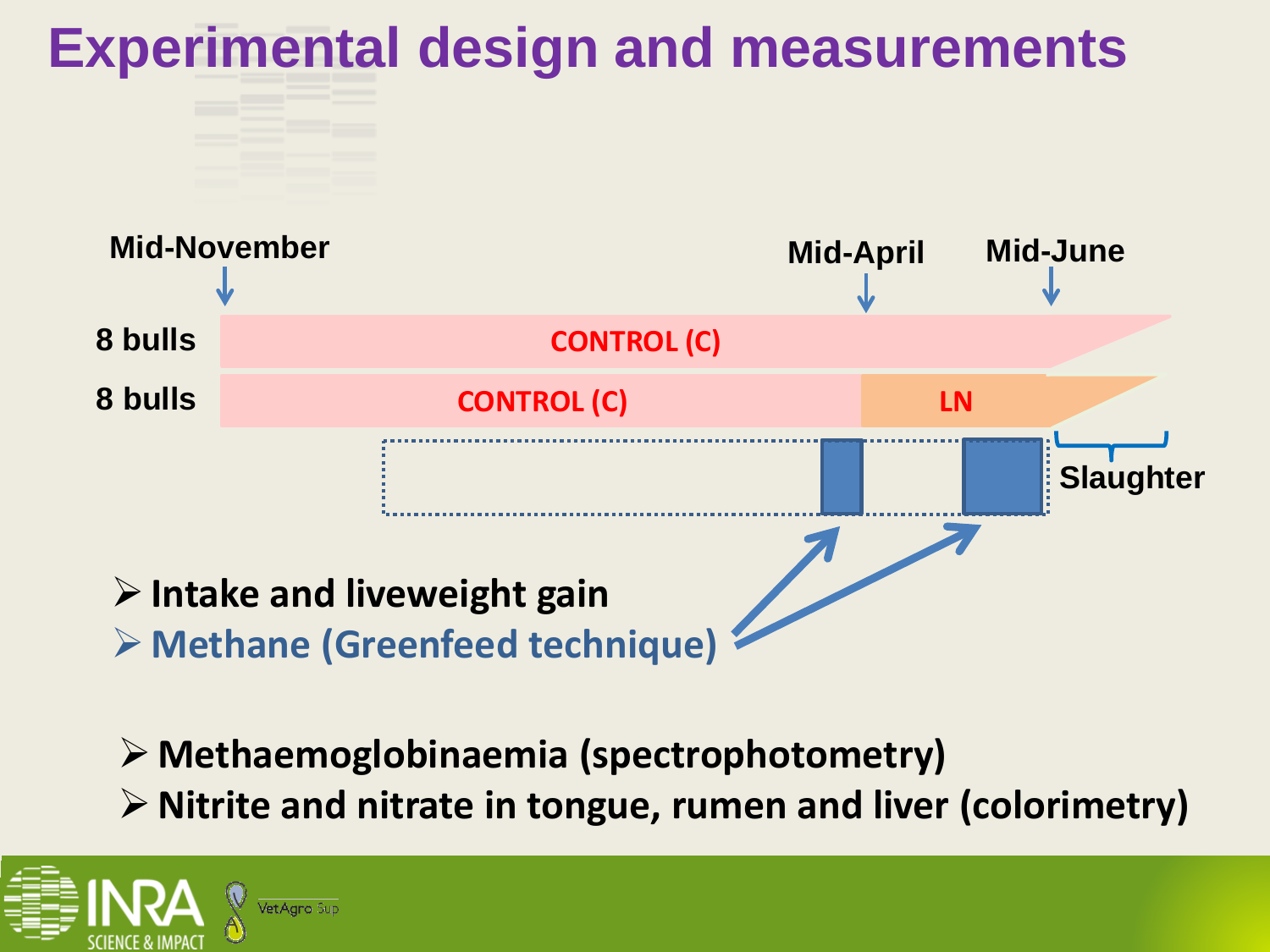# Experimental design and measurements

Mid-November | Mid-April | Mid-June

8 bulls — CONTROL (C)

8 bulls — CONTROL (C) — LN

Slaughter

- Intake and liveweight gain
- Methane (Greenfeed technique)

- Methaemoglobinaemia (spectrophotometry)
- Nitrite and nitrate in tongue, rumen and liver (colorimetry)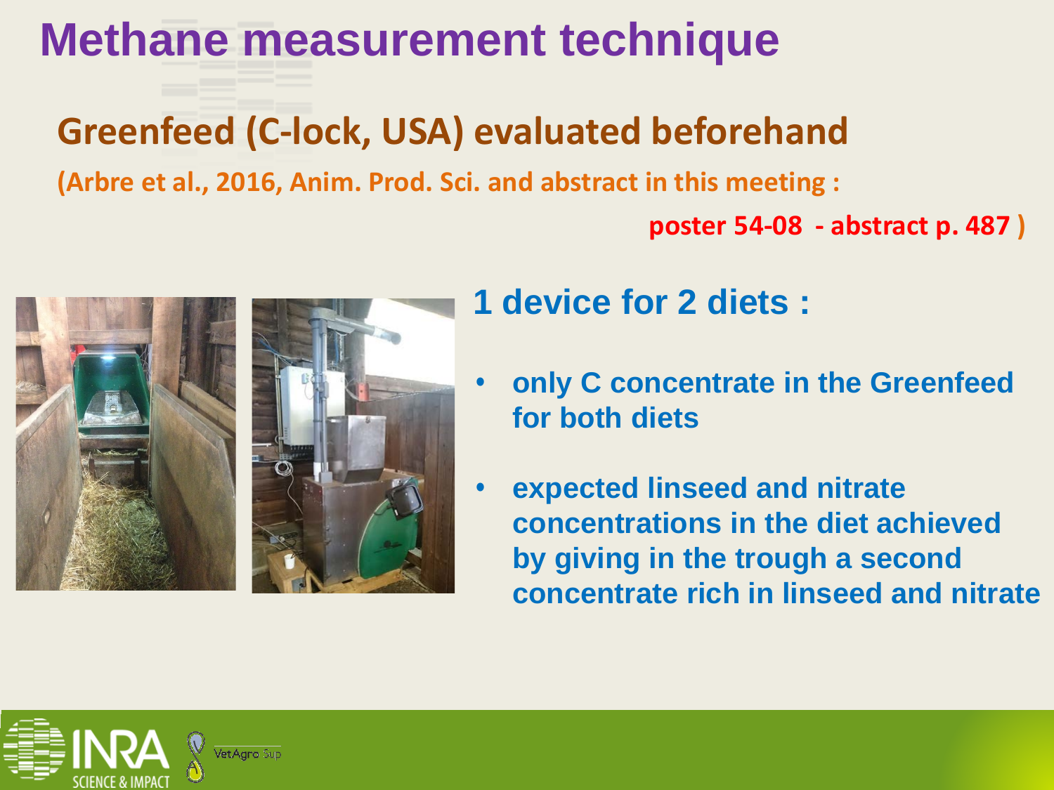# Methane measurement technique

## Greenfeed (C-lock, USA) evaluated beforehand

**(Arbre et al., 2016, Anim. Prod. Sci. and abstract in this meeting :**

**poster 54-08 - abstract p. 487 )**

### 1 device for 2 diets :

- **only C concentrate in the Greenfeed for both diets**
- **expected linseed and nitrate concentrations in the diet achieved by giving in the trough a second concentrate rich in linseed and nitrate**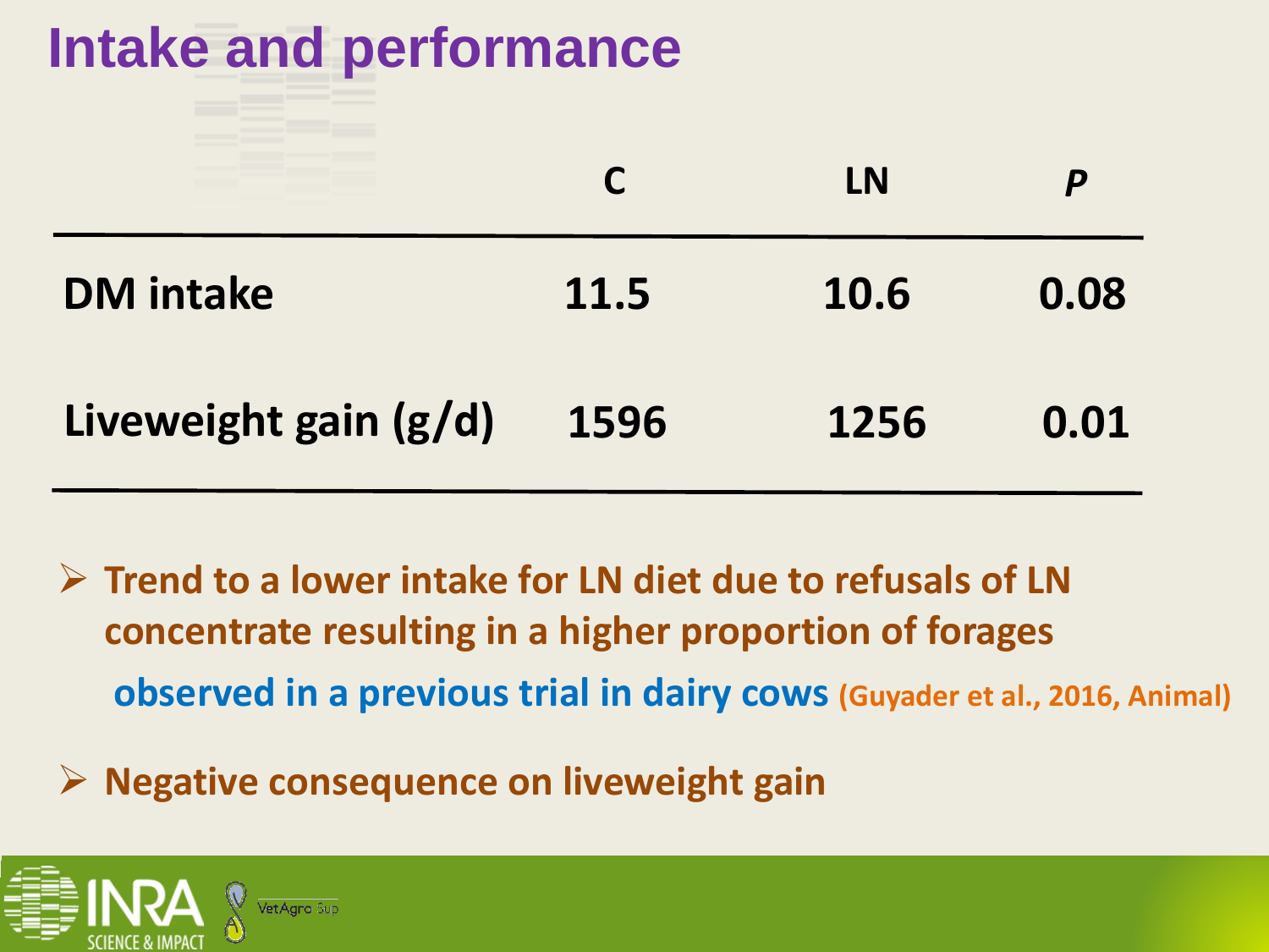# Intake and performance

| | C | LN | *P* |
|---|---|---|---|
| DM intake | 11.5 | 10.6 | 0.08 |
| Liveweight gain (g/d) | 1596 | 1256 | 0.01 |

- **Trend to a lower intake for LN diet due to refusals of LN concentrate resulting in a higher proportion of forages**
  **observed in a previous trial in dairy cows (Guyader et al., 2016, Animal)**
- **Negative consequence on liveweight gain**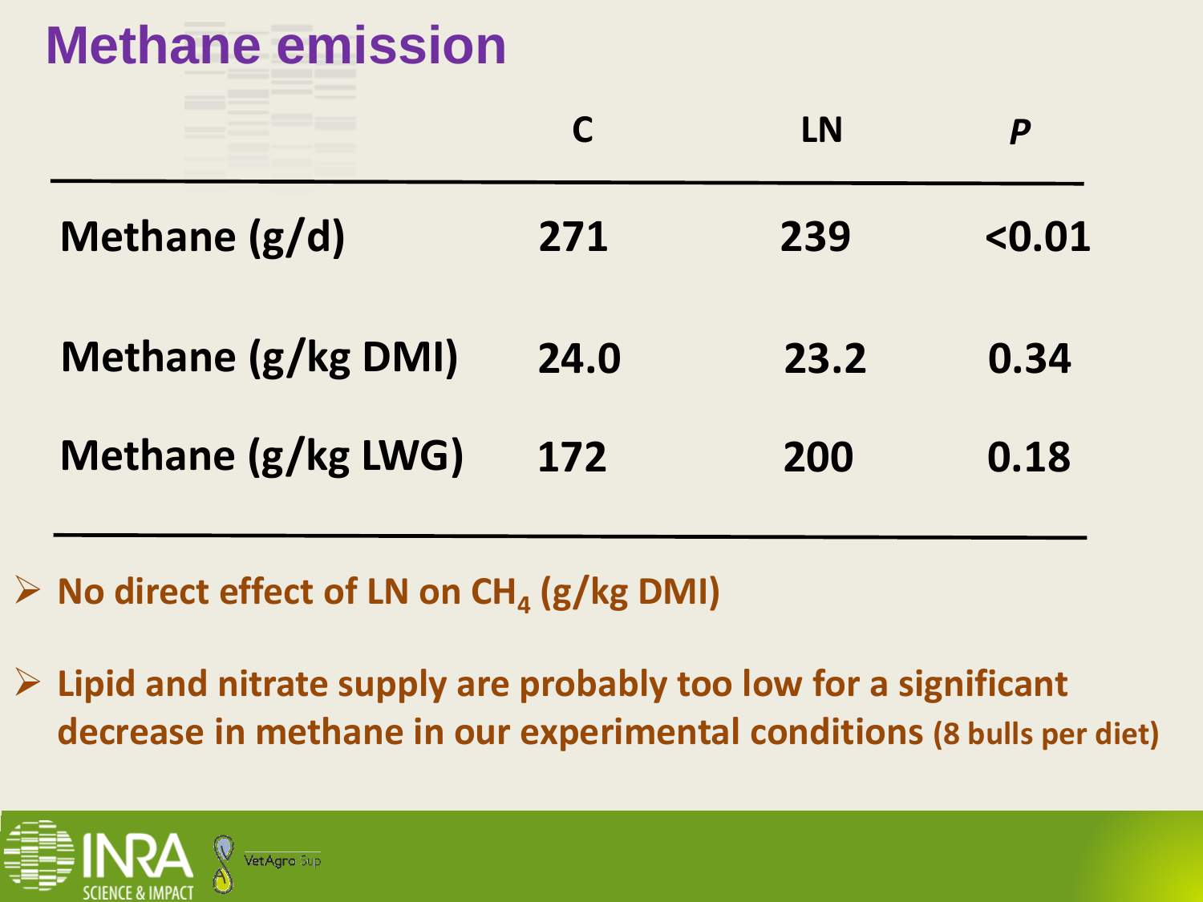# Methane emission

| | C | LN | *P* |
|---|---|---|---|
| Methane (g/d) | 271 | 239 | <0.01 |
| Methane (g/kg DMI) | 24.0 | 23.2 | 0.34 |
| Methane (g/kg LWG) | 172 | 200 | 0.18 |

- **No direct effect of LN on $CH_4$ (g/kg DMI)**
- **Lipid and nitrate supply are probably too low for a significant decrease in methane in our experimental conditions (8 bulls per diet)**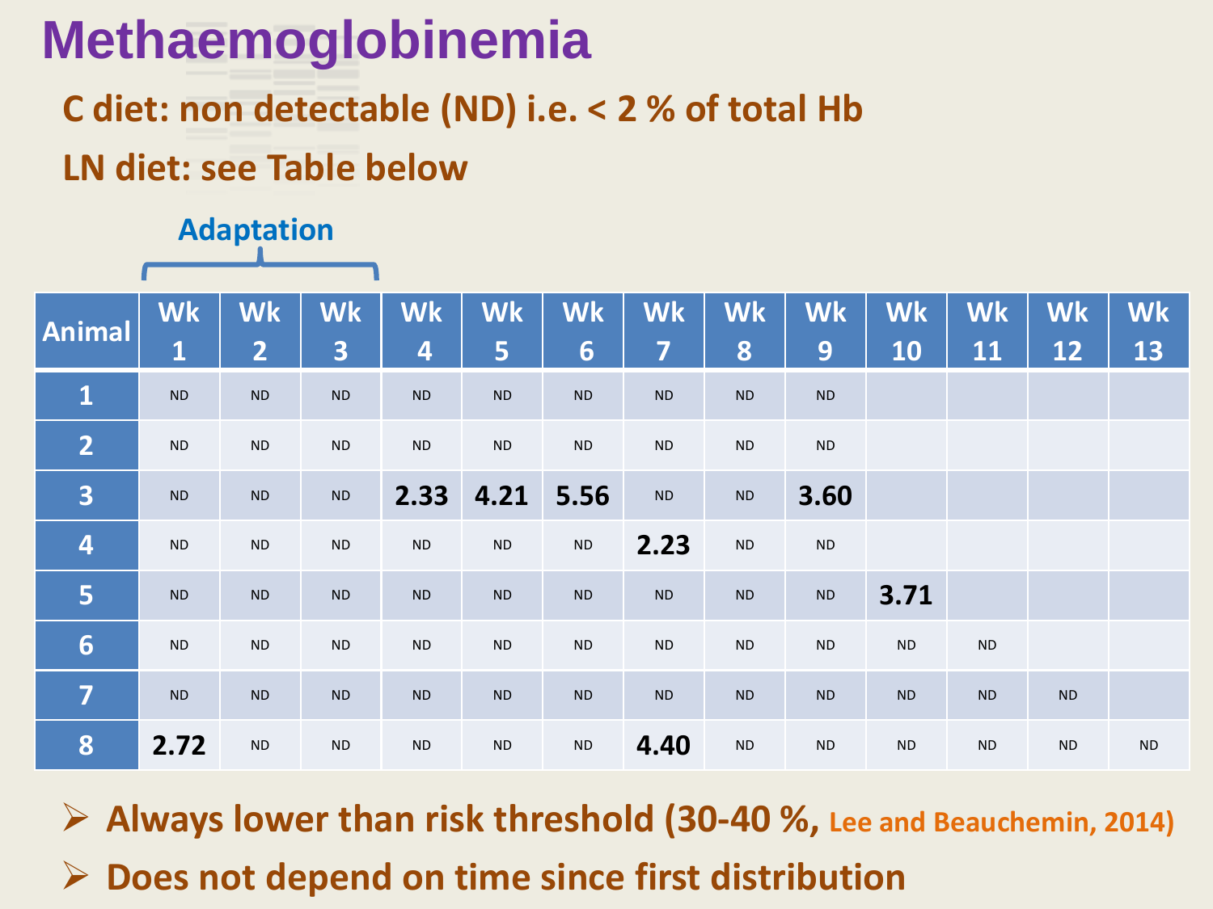# Methaemoglobinemia

**C diet: non detectable (ND) i.e. < 2 % of total Hb**

**LN diet: see Table below**

Adaptation (Wk 1 – Wk 3)

| Animal | Wk 1 | Wk 2 | Wk 3 | Wk 4 | Wk 5 | Wk 6 | Wk 7 | Wk 8 | Wk 9 | Wk 10 | Wk 11 | Wk 12 | Wk 13 |
|---|---|---|---|---|---|---|---|---|---|---|---|---|---|
| 1 | ND | ND | ND | ND | ND | ND | ND | ND | ND | | | | |
| 2 | ND | ND | ND | ND | ND | ND | ND | ND | ND | | | | |
| 3 | ND | ND | ND | **2.33** | **4.21** | **5.56** | ND | ND | **3.60** | | | | |
| 4 | ND | ND | ND | ND | ND | ND | **2.23** | ND | ND | | | | |
| 5 | ND | ND | ND | ND | ND | ND | ND | ND | ND | **3.71** | | | |
| 6 | ND | ND | ND | ND | ND | ND | ND | ND | ND | ND | ND | | |
| 7 | ND | ND | ND | ND | ND | ND | ND | ND | ND | ND | ND | ND | |
| 8 | **2.72** | ND | ND | ND | ND | ND | **4.40** | ND | ND | ND | ND | ND | ND |

- **Always lower than risk threshold (30-40 %, Lee and Beauchemin, 2014)**
- **Does not depend on time since first distribution**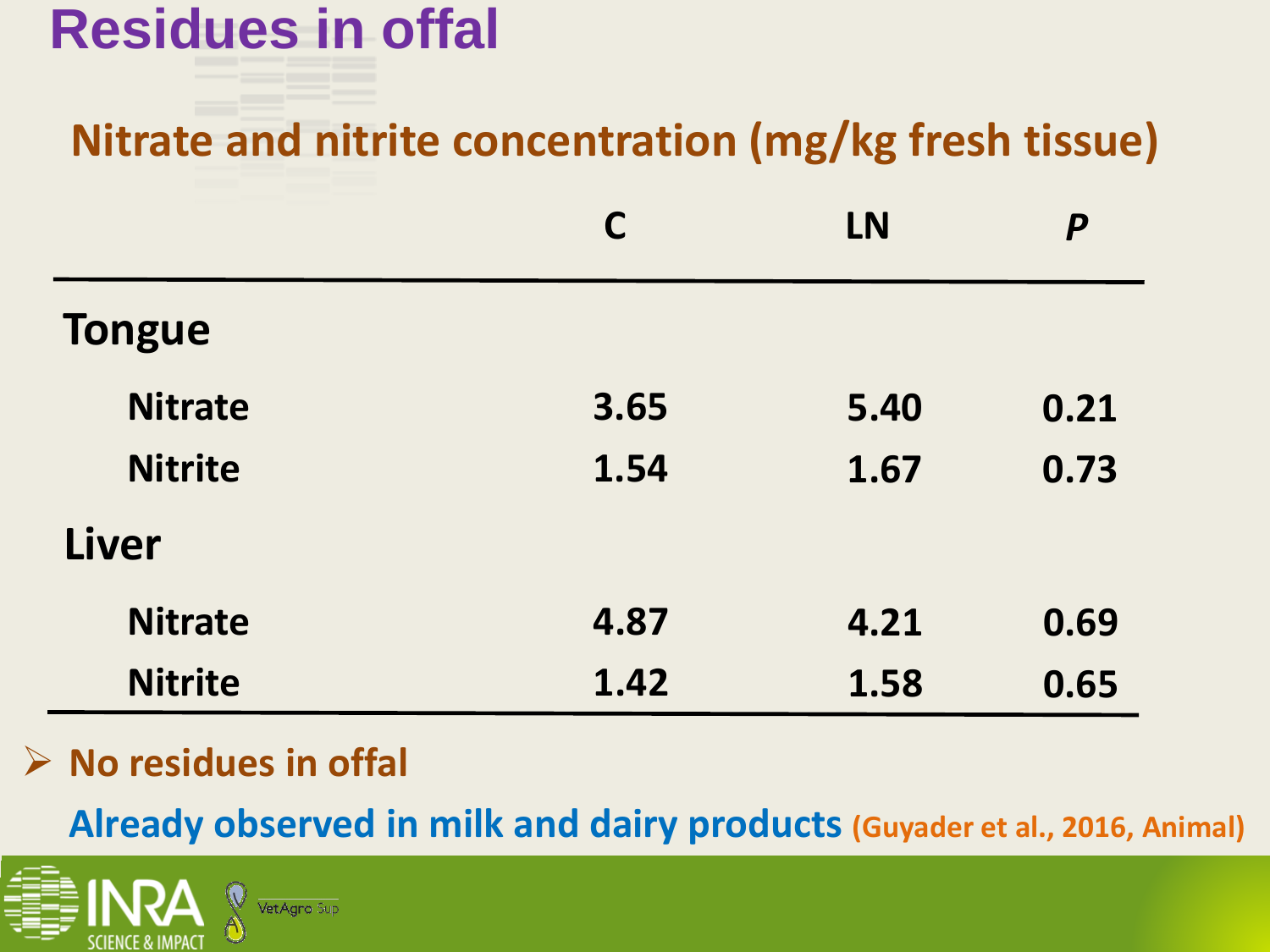# Residues in offal

## Nitrate and nitrite concentration (mg/kg fresh tissue)

| | C | LN | *P* |
|---|---|---|---|
| **Tongue** | | | |
| Nitrate | 3.65 | 5.40 | 0.21 |
| Nitrite | 1.54 | 1.67 | 0.73 |
| **Liver** | | | |
| Nitrate | 4.87 | 4.21 | 0.69 |
| Nitrite | 1.42 | 1.58 | 0.65 |

- **No residues in offal**

**Already observed in milk and dairy products** (Guyader et al., 2016, Animal)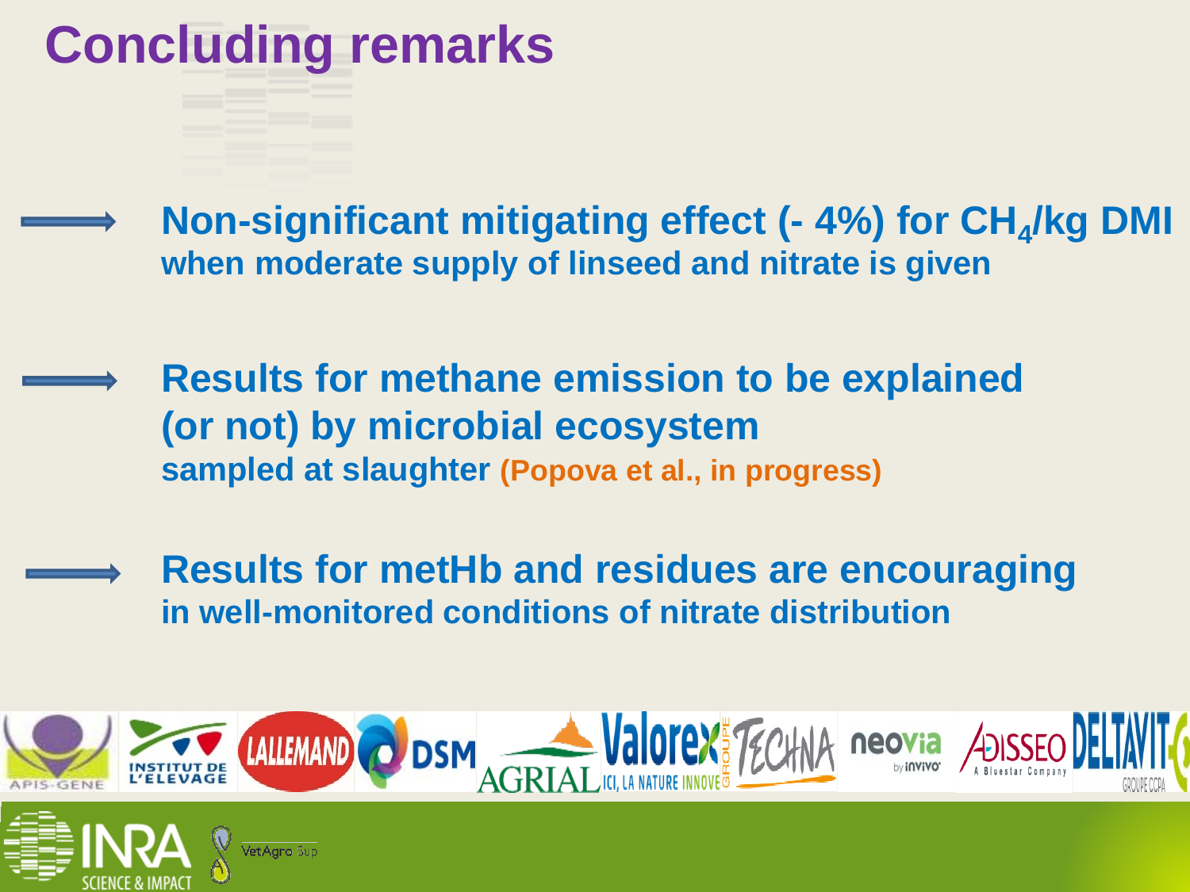# Concluding remarks

- **Non-significant mitigating effect (- 4%) for $CH_4$/kg DMI**
  **when moderate supply of linseed and nitrate is given**

- **Results for methane emission to be explained (or not) by microbial ecosystem**
  **sampled at slaughter (Popova et al., in progress)**

- **Results for metHb and residues are encouraging**
  **in well-monitored conditions of nitrate distribution**